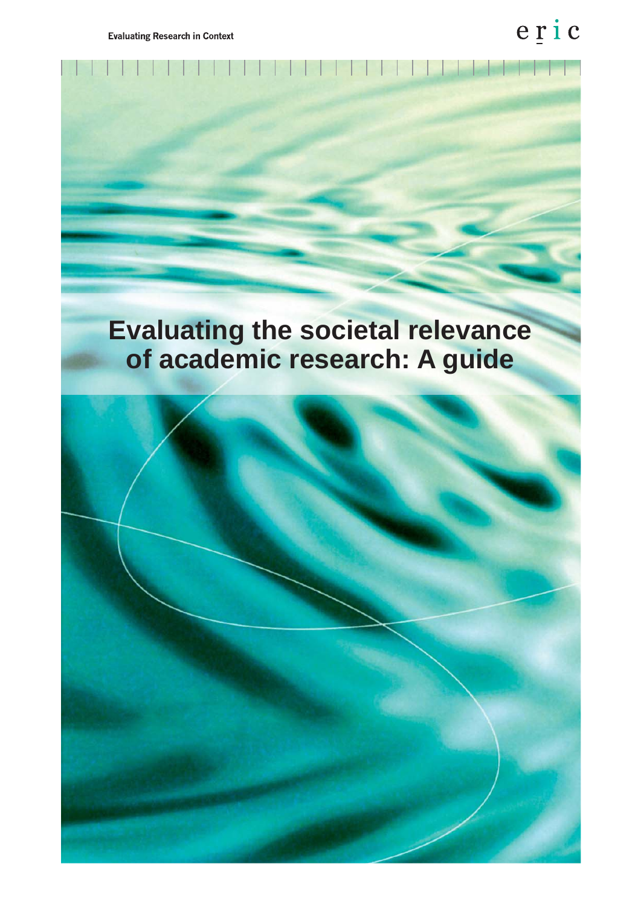Evaluating Research in Context

eric

# Evaluating the societal relevance of academic research: A guide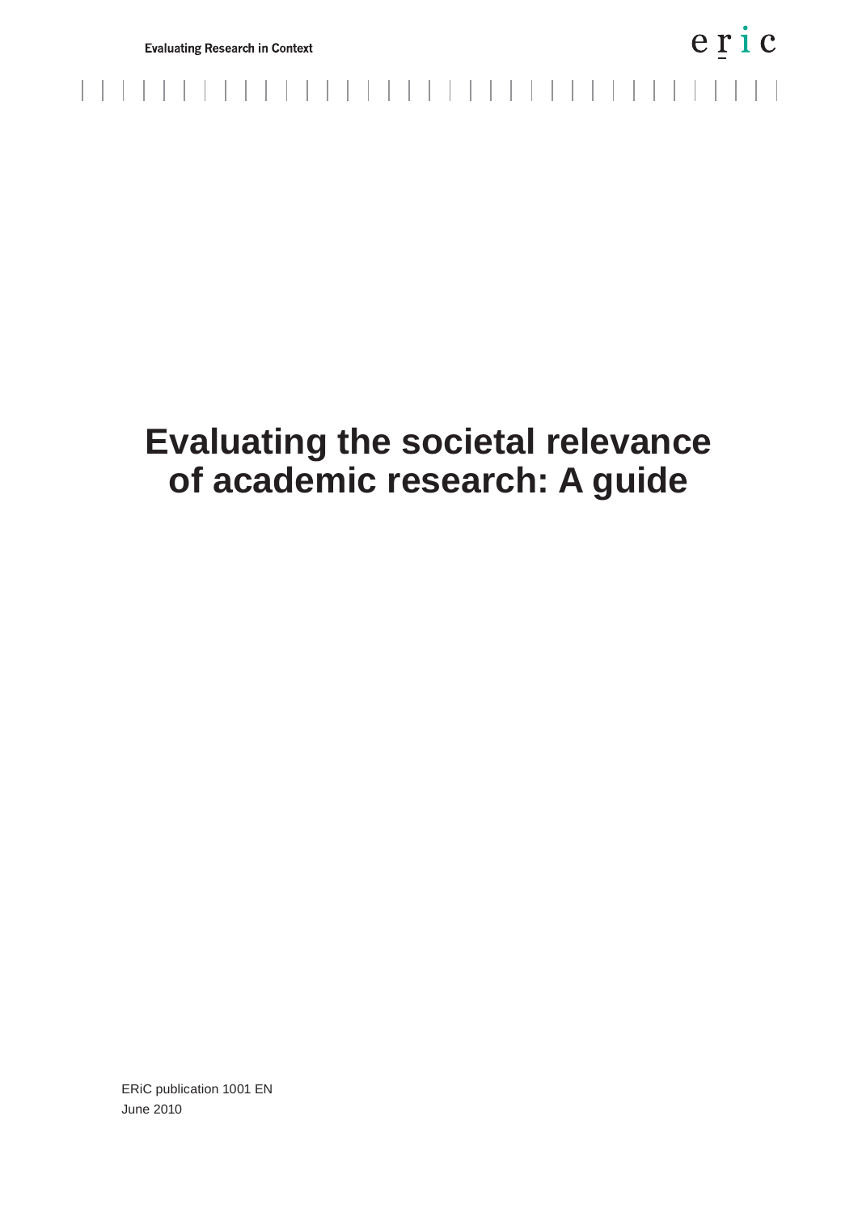# Evaluating the societal relevance of academic research: A guide

ERiC publication 1001 EN

June 2010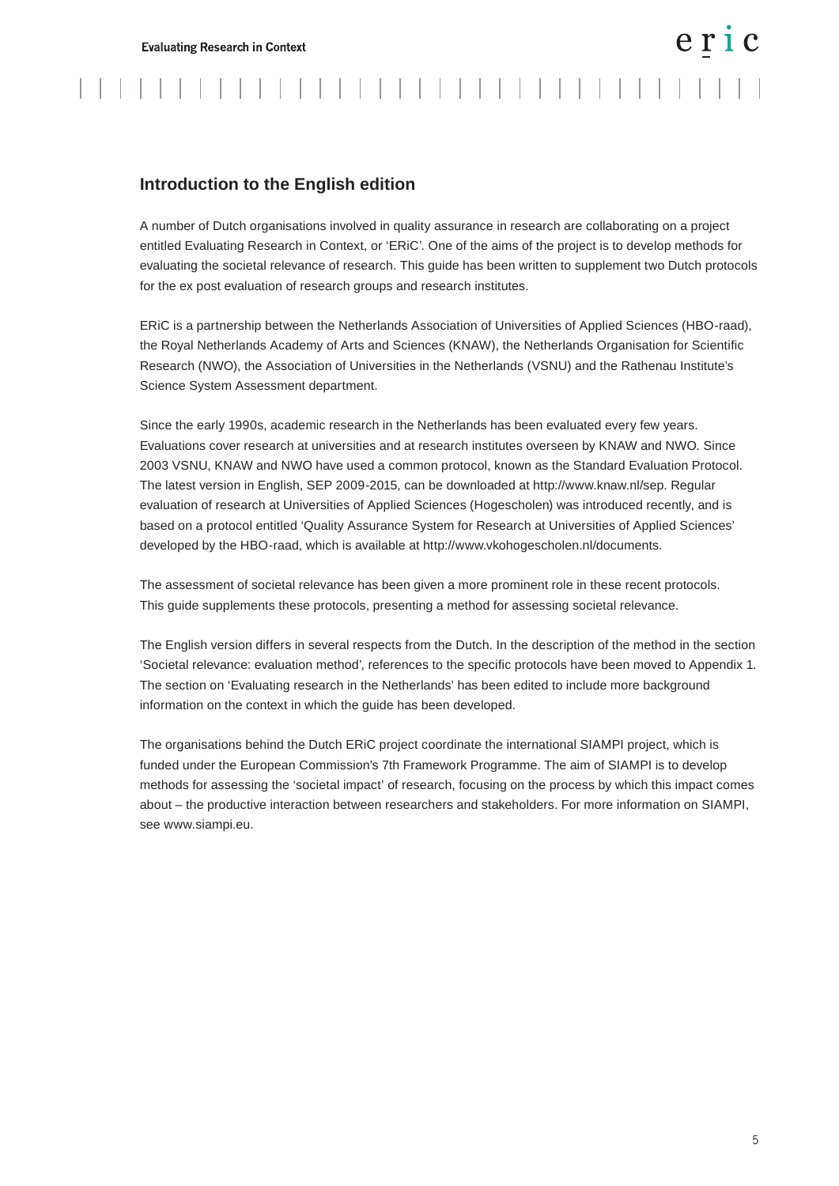## Introduction to the English edition

A number of Dutch organisations involved in quality assurance in research are collaborating on a project entitled Evaluating Research in Context, or 'ERiC'. One of the aims of the project is to develop methods for evaluating the societal relevance of research. This guide has been written to supplement two Dutch protocols for the ex post evaluation of research groups and research institutes.

ERiC is a partnership between the Netherlands Association of Universities of Applied Sciences (HBO-raad), the Royal Netherlands Academy of Arts and Sciences (KNAW), the Netherlands Organisation for Scientific Research (NWO), the Association of Universities in the Netherlands (VSNU) and the Rathenau Institute's Science System Assessment department.

Since the early 1990s, academic research in the Netherlands has been evaluated every few years. Evaluations cover research at universities and at research institutes overseen by KNAW and NWO. Since 2003 VSNU, KNAW and NWO have used a common protocol, known as the Standard Evaluation Protocol. The latest version in English, SEP 2009-2015, can be downloaded at http://www.knaw.nl/sep. Regular evaluation of research at Universities of Applied Sciences (Hogescholen) was introduced recently, and is based on a protocol entitled 'Quality Assurance System for Research at Universities of Applied Sciences' developed by the HBO-raad, which is available at http://www.vkohogescholen.nl/documents.

The assessment of societal relevance has been given a more prominent role in these recent protocols. This guide supplements these protocols, presenting a method for assessing societal relevance.

The English version differs in several respects from the Dutch. In the description of the method in the section 'Societal relevance: evaluation method', references to the specific protocols have been moved to Appendix 1. The section on 'Evaluating research in the Netherlands' has been edited to include more background information on the context in which the guide has been developed.

The organisations behind the Dutch ERiC project coordinate the international SIAMPI project, which is funded under the European Commission's 7th Framework Programme. The aim of SIAMPI is to develop methods for assessing the 'societal impact' of research, focusing on the process by which this impact comes about – the productive interaction between researchers and stakeholders. For more information on SIAMPI, see www.siampi.eu.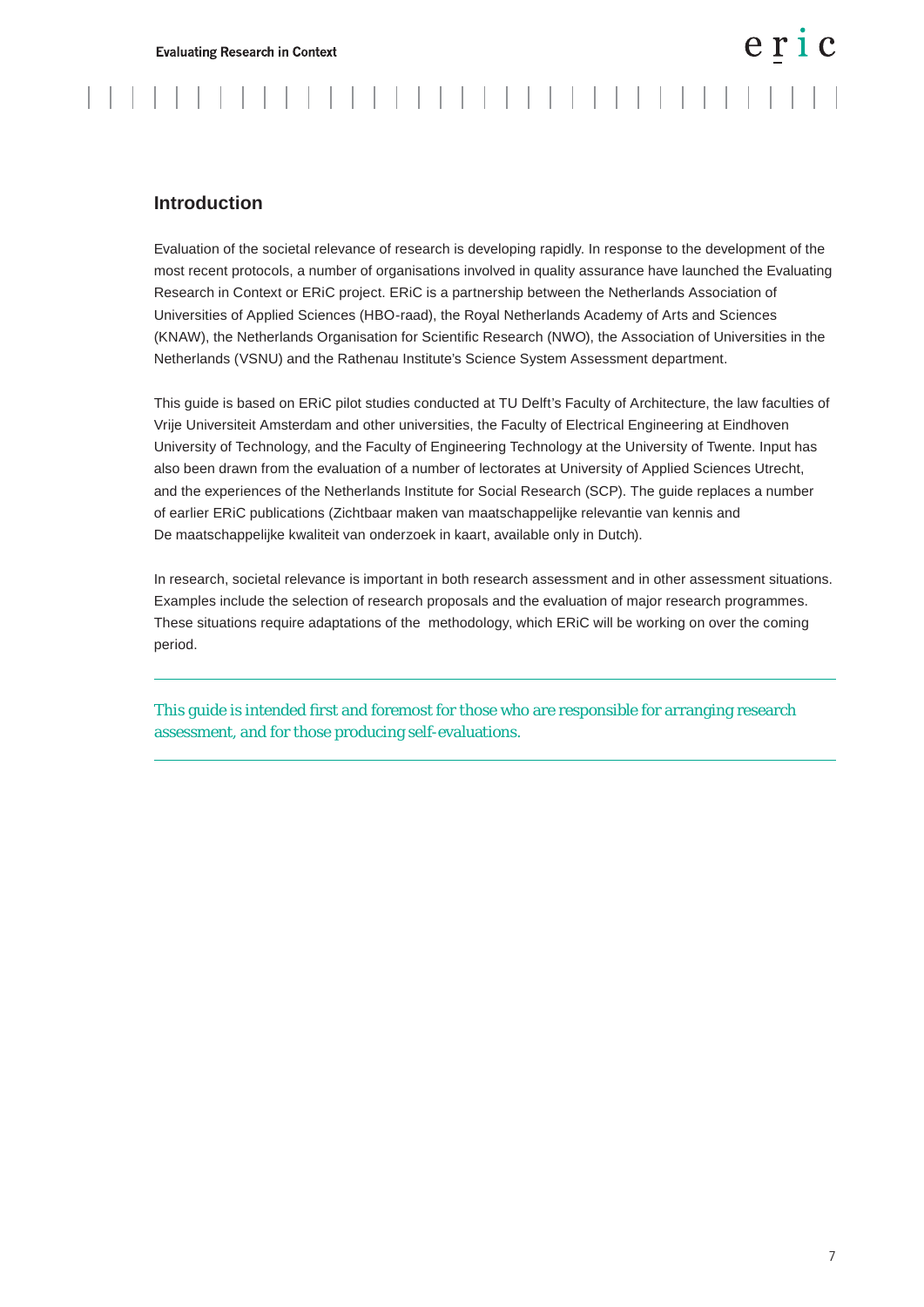## Introduction

Evaluation of the societal relevance of research is developing rapidly. In response to the development of the most recent protocols, a number of organisations involved in quality assurance have launched the Evaluating Research in Context or ERiC project. ERiC is a partnership between the Netherlands Association of Universities of Applied Sciences (HBO-raad), the Royal Netherlands Academy of Arts and Sciences (KNAW), the Netherlands Organisation for Scientific Research (NWO), the Association of Universities in the Netherlands (VSNU) and the Rathenau Institute's Science System Assessment department.

This guide is based on ERiC pilot studies conducted at TU Delft's Faculty of Architecture, the law faculties of Vrije Universiteit Amsterdam and other universities, the Faculty of Electrical Engineering at Eindhoven University of Technology, and the Faculty of Engineering Technology at the University of Twente. Input has also been drawn from the evaluation of a number of lectorates at University of Applied Sciences Utrecht, and the experiences of the Netherlands Institute for Social Research (SCP). The guide replaces a number of earlier ERiC publications (Zichtbaar maken van maatschappelijke relevantie van kennis and De maatschappelijke kwaliteit van onderzoek in kaart, available only in Dutch).

In research, societal relevance is important in both research assessment and in other assessment situations. Examples include the selection of research proposals and the evaluation of major research programmes. These situations require adaptations of the methodology, which ERiC will be working on over the coming period.

---

This guide is intended first and foremost for those who are responsible for arranging research assessment, and for those producing self-evaluations.

---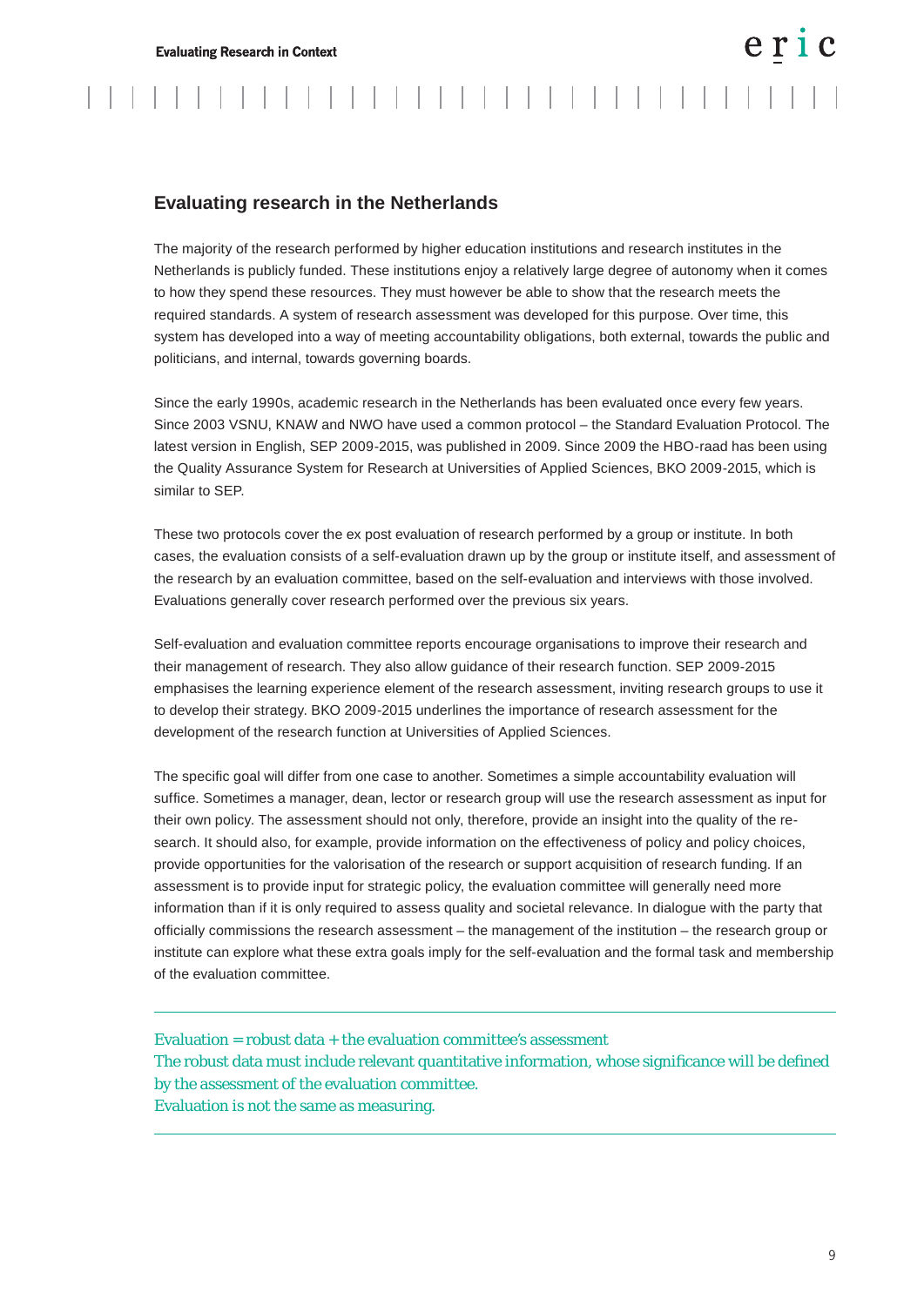## Evaluating research in the Netherlands

The majority of the research performed by higher education institutions and research institutes in the Netherlands is publicly funded. These institutions enjoy a relatively large degree of autonomy when it comes to how they spend these resources. They must however be able to show that the research meets the required standards. A system of research assessment was developed for this purpose. Over time, this system has developed into a way of meeting accountability obligations, both external, towards the public and politicians, and internal, towards governing boards.

Since the early 1990s, academic research in the Netherlands has been evaluated once every few years. Since 2003 VSNU, KNAW and NWO have used a common protocol – the Standard Evaluation Protocol. The latest version in English, SEP 2009-2015, was published in 2009. Since 2009 the HBO-raad has been using the Quality Assurance System for Research at Universities of Applied Sciences, BKO 2009-2015, which is similar to SEP.

These two protocols cover the ex post evaluation of research performed by a group or institute. In both cases, the evaluation consists of a self-evaluation drawn up by the group or institute itself, and assessment of the research by an evaluation committee, based on the self-evaluation and interviews with those involved. Evaluations generally cover research performed over the previous six years.

Self-evaluation and evaluation committee reports encourage organisations to improve their research and their management of research. They also allow guidance of their research function. SEP 2009-2015 emphasises the learning experience element of the research assessment, inviting research groups to use it to develop their strategy. BKO 2009-2015 underlines the importance of research assessment for the development of the research function at Universities of Applied Sciences.

The specific goal will differ from one case to another. Sometimes a simple accountability evaluation will suffice. Sometimes a manager, dean, lector or research group will use the research assessment as input for their own policy. The assessment should not only, therefore, provide an insight into the quality of the research. It should also, for example, provide information on the effectiveness of policy and policy choices, provide opportunities for the valorisation of the research or support acquisition of research funding. If an assessment is to provide input for strategic policy, the evaluation committee will generally need more information than if it is only required to assess quality and societal relevance. In dialogue with the party that officially commissions the research assessment – the management of the institution – the research group or institute can explore what these extra goals imply for the self-evaluation and the formal task and membership of the evaluation committee.

---

Evaluation = robust data + the evaluation committee's assessment
The robust data must include relevant quantitative information, whose significance will be defined by the assessment of the evaluation committee.
Evaluation is not the same as measuring.

---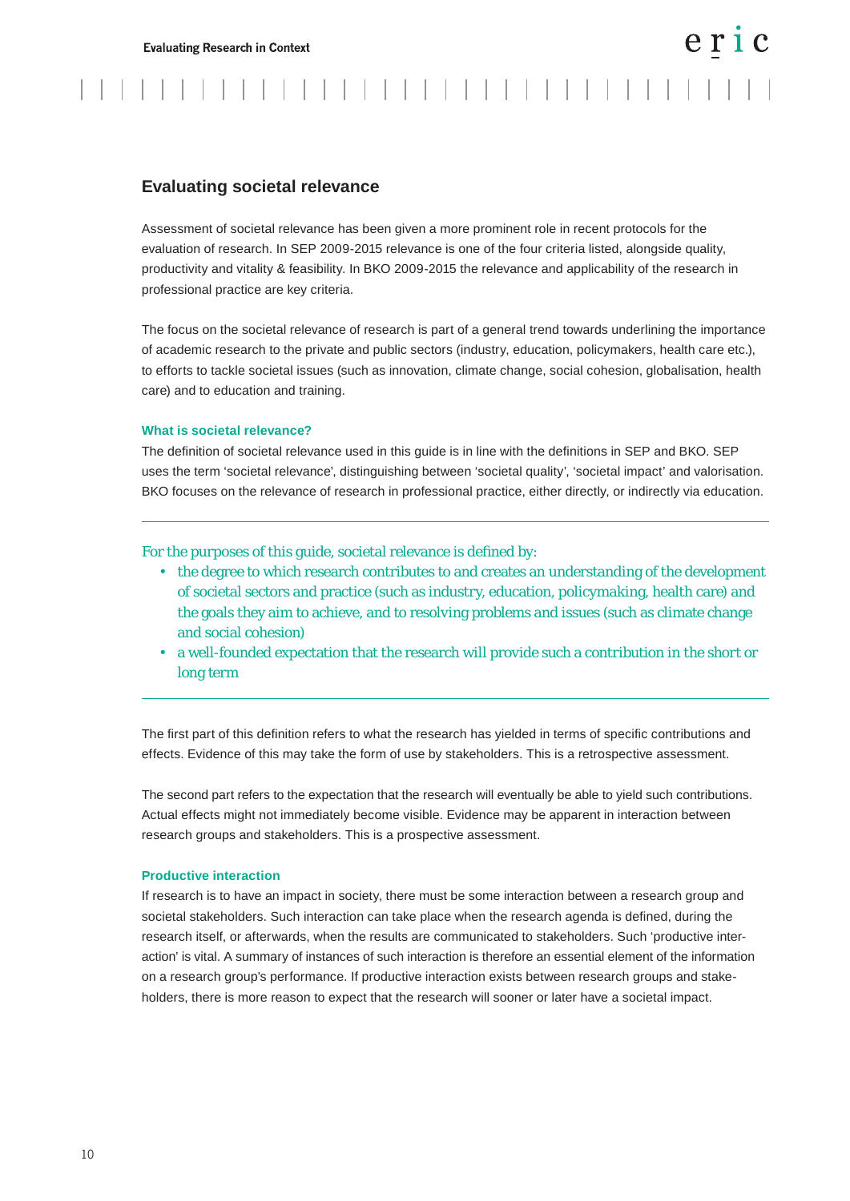## Evaluating societal relevance

Assessment of societal relevance has been given a more prominent role in recent protocols for the evaluation of research. In SEP 2009-2015 relevance is one of the four criteria listed, alongside quality, productivity and vitality & feasibility. In BKO 2009-2015 the relevance and applicability of the research in professional practice are key criteria.

The focus on the societal relevance of research is part of a general trend towards underlining the importance of academic research to the private and public sectors (industry, education, policymakers, health care etc.), to efforts to tackle societal issues (such as innovation, climate change, social cohesion, globalisation, health care) and to education and training.

### What is societal relevance?

The definition of societal relevance used in this guide is in line with the definitions in SEP and BKO. SEP uses the term 'societal relevance', distinguishing between 'societal quality', 'societal impact' and valorisation. BKO focuses on the relevance of research in professional practice, either directly, or indirectly via education.

---

For the purposes of this guide, societal relevance is defined by:

- the degree to which research contributes to and creates an understanding of the development of societal sectors and practice (such as industry, education, policymaking, health care) and the goals they aim to achieve, and to resolving problems and issues (such as climate change and social cohesion)
- a well-founded expectation that the research will provide such a contribution in the short or long term

---

The first part of this definition refers to what the research has yielded in terms of specific contributions and effects. Evidence of this may take the form of use by stakeholders. This is a retrospective assessment.

The second part refers to the expectation that the research will eventually be able to yield such contributions. Actual effects might not immediately become visible. Evidence may be apparent in interaction between research groups and stakeholders. This is a prospective assessment.

### Productive interaction

If research is to have an impact in society, there must be some interaction between a research group and societal stakeholders. Such interaction can take place when the research agenda is defined, during the research itself, or afterwards, when the results are communicated to stakeholders. Such 'productive interaction' is vital. A summary of instances of such interaction is therefore an essential element of the information on a research group's performance. If productive interaction exists between research groups and stakeholders, there is more reason to expect that the research will sooner or later have a societal impact.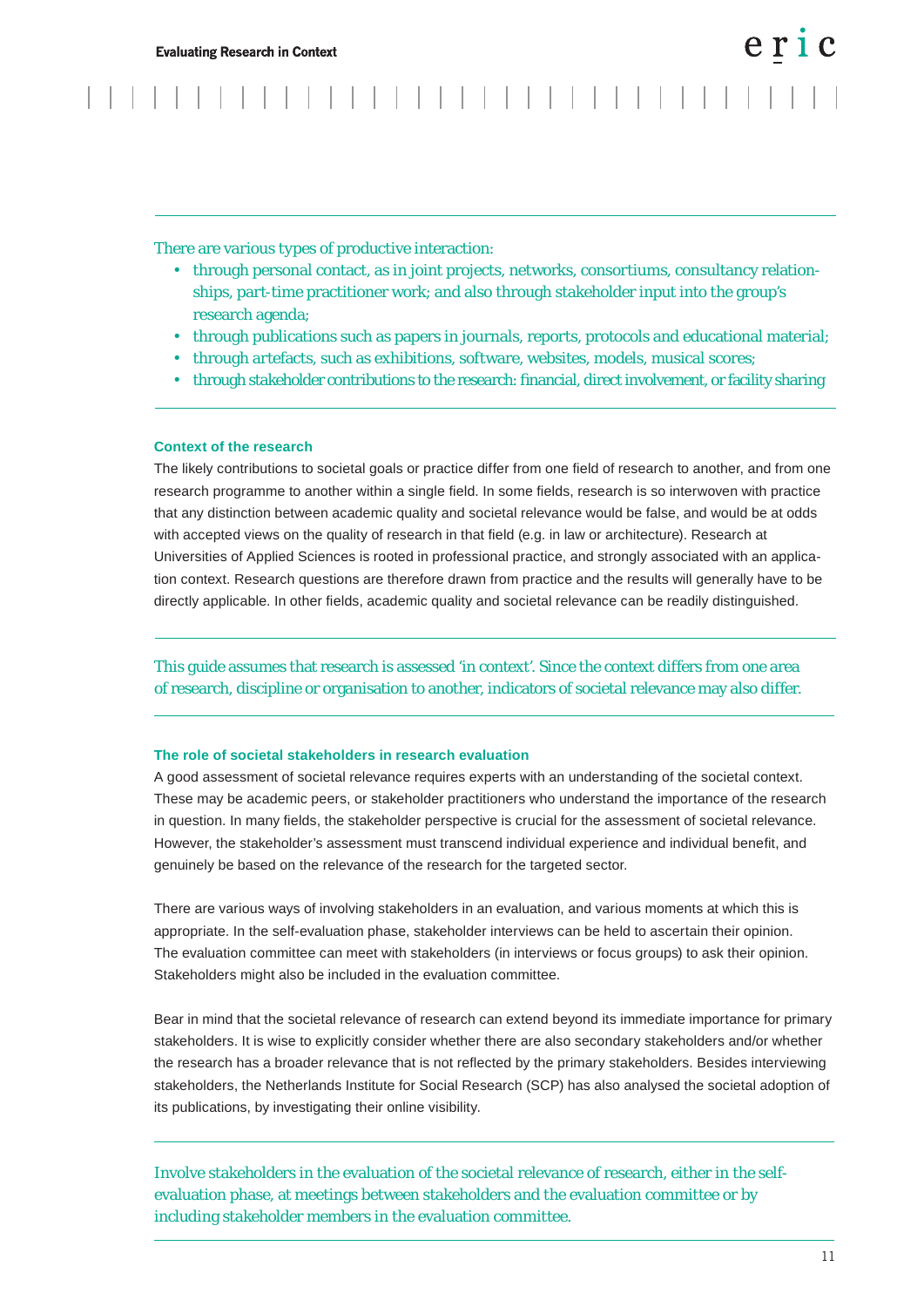There are various types of productive interaction:

- through personal contact, as in joint projects, networks, consortiums, consultancy relationships, part-time practitioner work; and also through stakeholder input into the group's research agenda;
- through publications such as papers in journals, reports, protocols and educational material;
- through artefacts, such as exhibitions, software, websites, models, musical scores;
- through stakeholder contributions to the research: financial, direct involvement, or facility sharing

#### Context of the research

The likely contributions to societal goals or practice differ from one field of research to another, and from one research programme to another within a single field. In some fields, research is so interwoven with practice that any distinction between academic quality and societal relevance would be false, and would be at odds with accepted views on the quality of research in that field (e.g. in law or architecture). Research at Universities of Applied Sciences is rooted in professional practice, and strongly associated with an application context. Research questions are therefore drawn from practice and the results will generally have to be directly applicable. In other fields, academic quality and societal relevance can be readily distinguished.

This guide assumes that research is assessed 'in context'. Since the context differs from one area of research, discipline or organisation to another, indicators of societal relevance may also differ.

#### The role of societal stakeholders in research evaluation

A good assessment of societal relevance requires experts with an understanding of the societal context. These may be academic peers, or stakeholder practitioners who understand the importance of the research in question. In many fields, the stakeholder perspective is crucial for the assessment of societal relevance. However, the stakeholder's assessment must transcend individual experience and individual benefit, and genuinely be based on the relevance of the research for the targeted sector.

There are various ways of involving stakeholders in an evaluation, and various moments at which this is appropriate. In the self-evaluation phase, stakeholder interviews can be held to ascertain their opinion. The evaluation committee can meet with stakeholders (in interviews or focus groups) to ask their opinion. Stakeholders might also be included in the evaluation committee.

Bear in mind that the societal relevance of research can extend beyond its immediate importance for primary stakeholders. It is wise to explicitly consider whether there are also secondary stakeholders and/or whether the research has a broader relevance that is not reflected by the primary stakeholders. Besides interviewing stakeholders, the Netherlands Institute for Social Research (SCP) has also analysed the societal adoption of its publications, by investigating their online visibility.

Involve stakeholders in the evaluation of the societal relevance of research, either in the self-evaluation phase, at meetings between stakeholders and the evaluation committee or by including stakeholder members in the evaluation committee.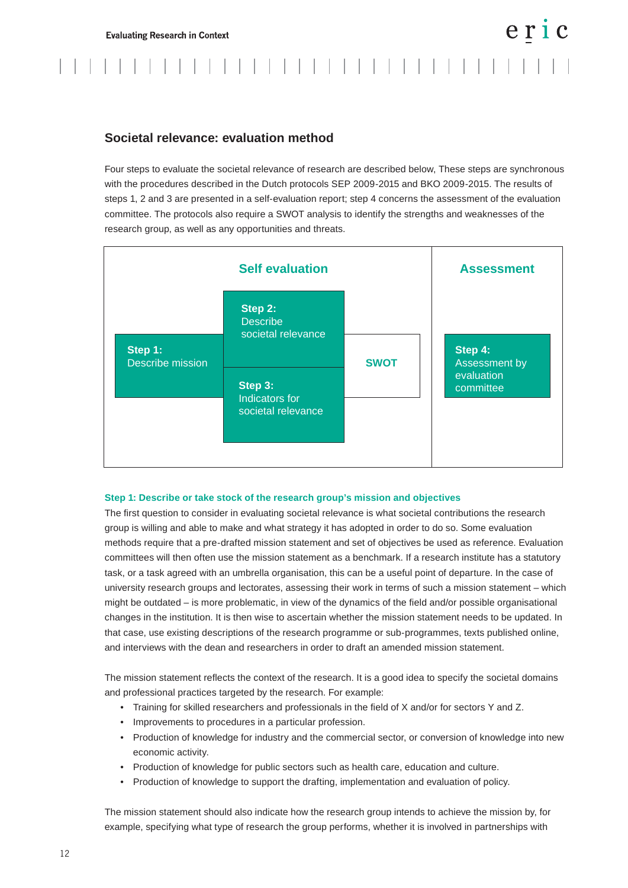## Societal relevance: evaluation method

Four steps to evaluate the societal relevance of research are described below, These steps are synchronous with the procedures described in the Dutch protocols SEP 2009-2015 and BKO 2009-2015. The results of steps 1, 2 and 3 are presented in a self-evaluation report; step 4 concerns the assessment of the evaluation committee. The protocols also require a SWOT analysis to identify the strengths and weaknesses of the research group, as well as any opportunities and threats.

Self evaluation

Step 1: Describe mission

Step 2: Describe societal relevance

Step 3: Indicators for societal relevance

SWOT

Assessment

Step 4: Assessment by evaluation committee

### Step 1: Describe or take stock of the research group's mission and objectives

The first question to consider in evaluating societal relevance is what societal contributions the research group is willing and able to make and what strategy it has adopted in order to do so. Some evaluation methods require that a pre-drafted mission statement and set of objectives be used as reference. Evaluation committees will then often use the mission statement as a benchmark. If a research institute has a statutory task, or a task agreed with an umbrella organisation, this can be a useful point of departure. In the case of university research groups and lectorates, assessing their work in terms of such a mission statement – which might be outdated – is more problematic, in view of the dynamics of the field and/or possible organisational changes in the institution. It is then wise to ascertain whether the mission statement needs to be updated. In that case, use existing descriptions of the research programme or sub-programmes, texts published online, and interviews with the dean and researchers in order to draft an amended mission statement.

The mission statement reflects the context of the research. It is a good idea to specify the societal domains and professional practices targeted by the research. For example:

- Training for skilled researchers and professionals in the field of X and/or for sectors Y and Z.
- Improvements to procedures in a particular profession.
- Production of knowledge for industry and the commercial sector, or conversion of knowledge into new economic activity.
- Production of knowledge for public sectors such as health care, education and culture.
- Production of knowledge to support the drafting, implementation and evaluation of policy.

The mission statement should also indicate how the research group intends to achieve the mission by, for example, specifying what type of research the group performs, whether it is involved in partnerships with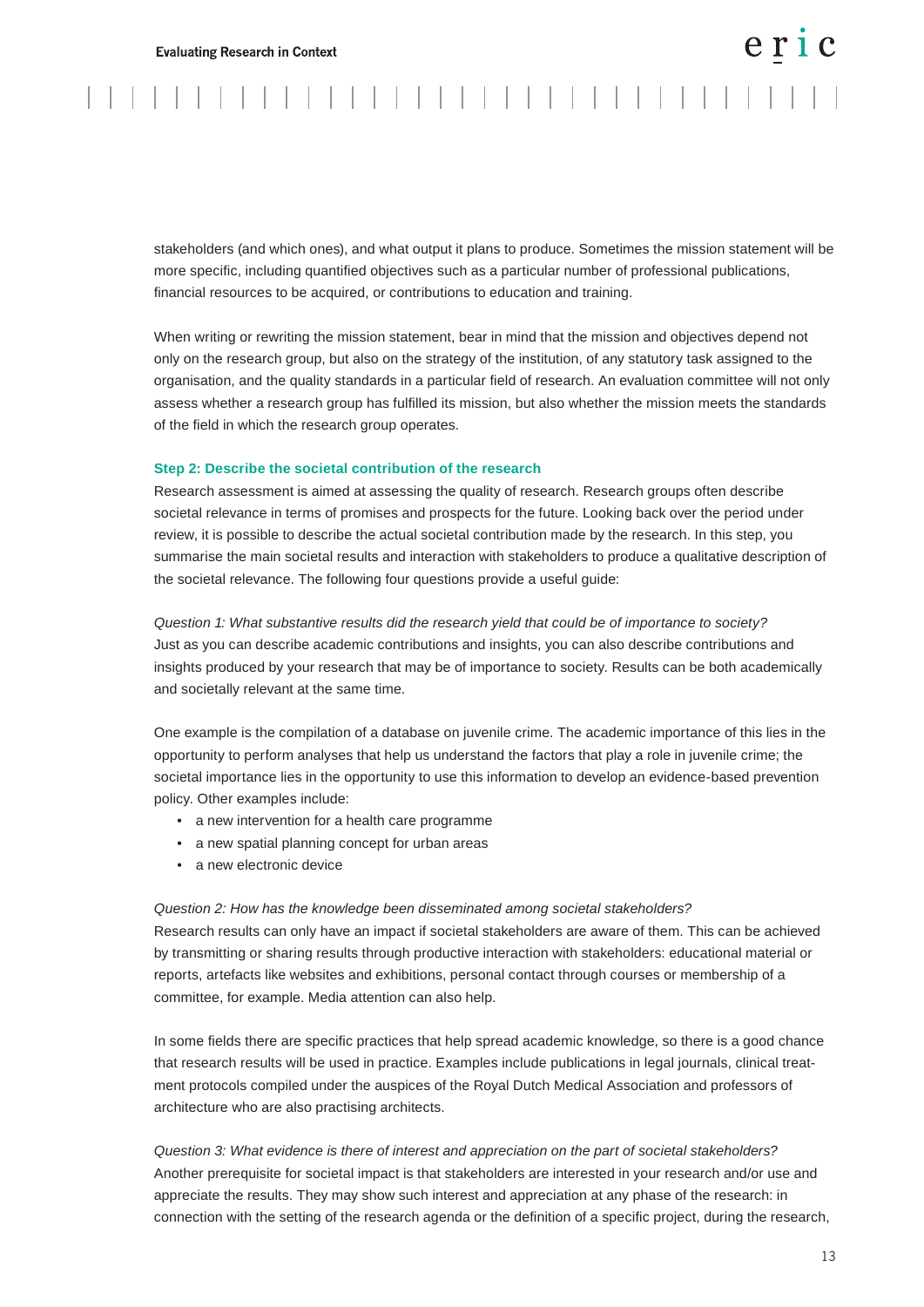stakeholders (and which ones), and what output it plans to produce. Sometimes the mission statement will be more specific, including quantified objectives such as a particular number of professional publications, financial resources to be acquired, or contributions to education and training.

When writing or rewriting the mission statement, bear in mind that the mission and objectives depend not only on the research group, but also on the strategy of the institution, of any statutory task assigned to the organisation, and the quality standards in a particular field of research. An evaluation committee will not only assess whether a research group has fulfilled its mission, but also whether the mission meets the standards of the field in which the research group operates.

### Step 2: Describe the societal contribution of the research

Research assessment is aimed at assessing the quality of research. Research groups often describe societal relevance in terms of promises and prospects for the future. Looking back over the period under review, it is possible to describe the actual societal contribution made by the research. In this step, you summarise the main societal results and interaction with stakeholders to produce a qualitative description of the societal relevance. The following four questions provide a useful guide:

*Question 1: What substantive results did the research yield that could be of importance to society?*
Just as you can describe academic contributions and insights, you can also describe contributions and insights produced by your research that may be of importance to society. Results can be both academically and societally relevant at the same time.

One example is the compilation of a database on juvenile crime. The academic importance of this lies in the opportunity to perform analyses that help us understand the factors that play a role in juvenile crime; the societal importance lies in the opportunity to use this information to develop an evidence-based prevention policy. Other examples include:

- a new intervention for a health care programme
- a new spatial planning concept for urban areas
- a new electronic device

*Question 2: How has the knowledge been disseminated among societal stakeholders?*
Research results can only have an impact if societal stakeholders are aware of them. This can be achieved by transmitting or sharing results through productive interaction with stakeholders: educational material or reports, artefacts like websites and exhibitions, personal contact through courses or membership of a committee, for example. Media attention can also help.

In some fields there are specific practices that help spread academic knowledge, so there is a good chance that research results will be used in practice. Examples include publications in legal journals, clinical treatment protocols compiled under the auspices of the Royal Dutch Medical Association and professors of architecture who are also practising architects.

*Question 3: What evidence is there of interest and appreciation on the part of societal stakeholders?*
Another prerequisite for societal impact is that stakeholders are interested in your research and/or use and appreciate the results. They may show such interest and appreciation at any phase of the research: in connection with the setting of the research agenda or the definition of a specific project, during the research,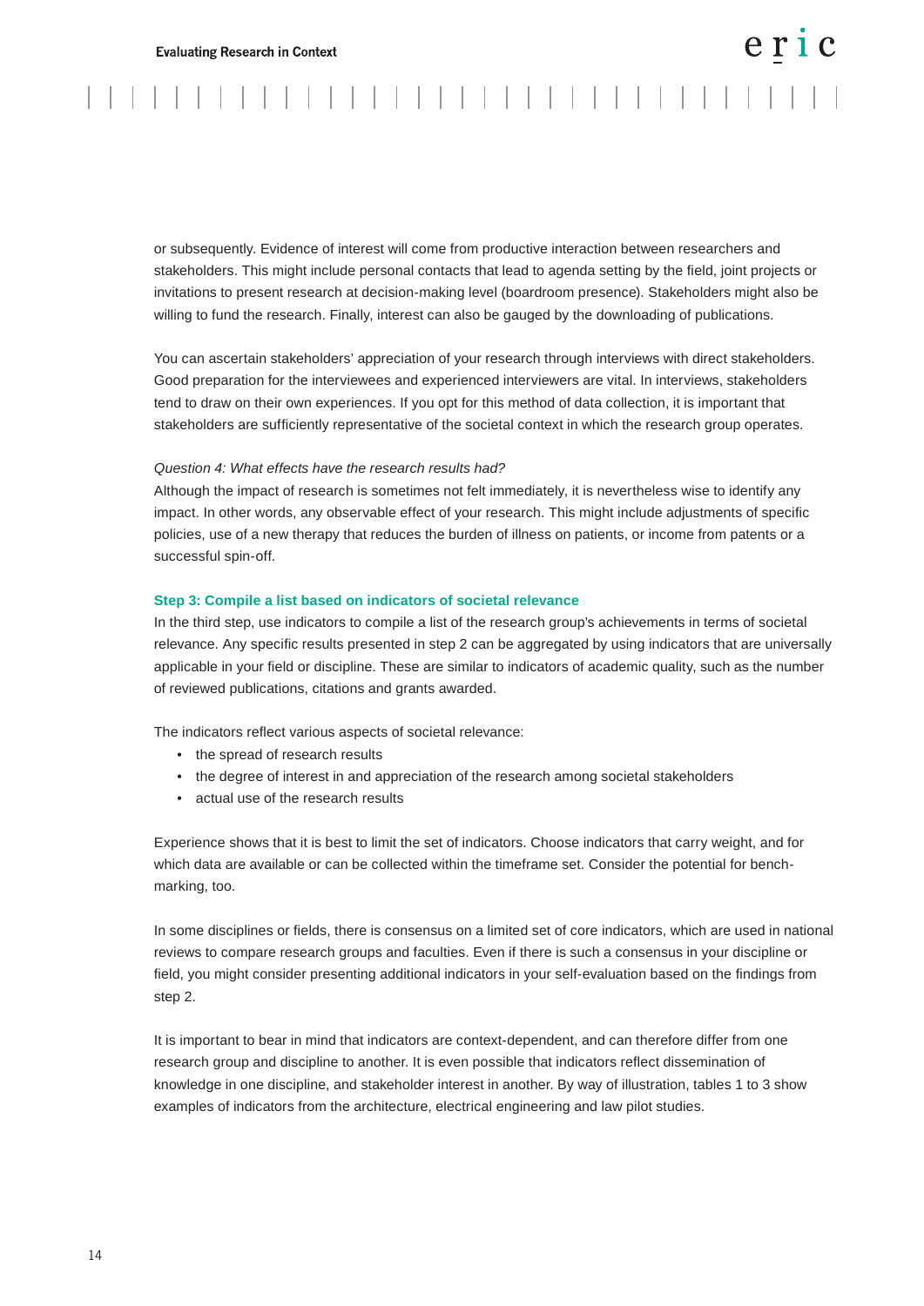or subsequently. Evidence of interest will come from productive interaction between researchers and stakeholders. This might include personal contacts that lead to agenda setting by the field, joint projects or invitations to present research at decision-making level (boardroom presence). Stakeholders might also be willing to fund the research. Finally, interest can also be gauged by the downloading of publications.

You can ascertain stakeholders' appreciation of your research through interviews with direct stakeholders. Good preparation for the interviewees and experienced interviewers are vital. In interviews, stakeholders tend to draw on their own experiences. If you opt for this method of data collection, it is important that stakeholders are sufficiently representative of the societal context in which the research group operates.

*Question 4: What effects have the research results had?*

Although the impact of research is sometimes not felt immediately, it is nevertheless wise to identify any impact. In other words, any observable effect of your research. This might include adjustments of specific policies, use of a new therapy that reduces the burden of illness on patients, or income from patents or a successful spin-off.

### Step 3: Compile a list based on indicators of societal relevance

In the third step, use indicators to compile a list of the research group's achievements in terms of societal relevance. Any specific results presented in step 2 can be aggregated by using indicators that are universally applicable in your field or discipline. These are similar to indicators of academic quality, such as the number of reviewed publications, citations and grants awarded.

The indicators reflect various aspects of societal relevance:

- the spread of research results
- the degree of interest in and appreciation of the research among societal stakeholders
- actual use of the research results

Experience shows that it is best to limit the set of indicators. Choose indicators that carry weight, and for which data are available or can be collected within the timeframe set. Consider the potential for bench-marking, too.

In some disciplines or fields, there is consensus on a limited set of core indicators, which are used in national reviews to compare research groups and faculties. Even if there is such a consensus in your discipline or field, you might consider presenting additional indicators in your self-evaluation based on the findings from step 2.

It is important to bear in mind that indicators are context-dependent, and can therefore differ from one research group and discipline to another. It is even possible that indicators reflect dissemination of knowledge in one discipline, and stakeholder interest in another. By way of illustration, tables 1 to 3 show examples of indicators from the architecture, electrical engineering and law pilot studies.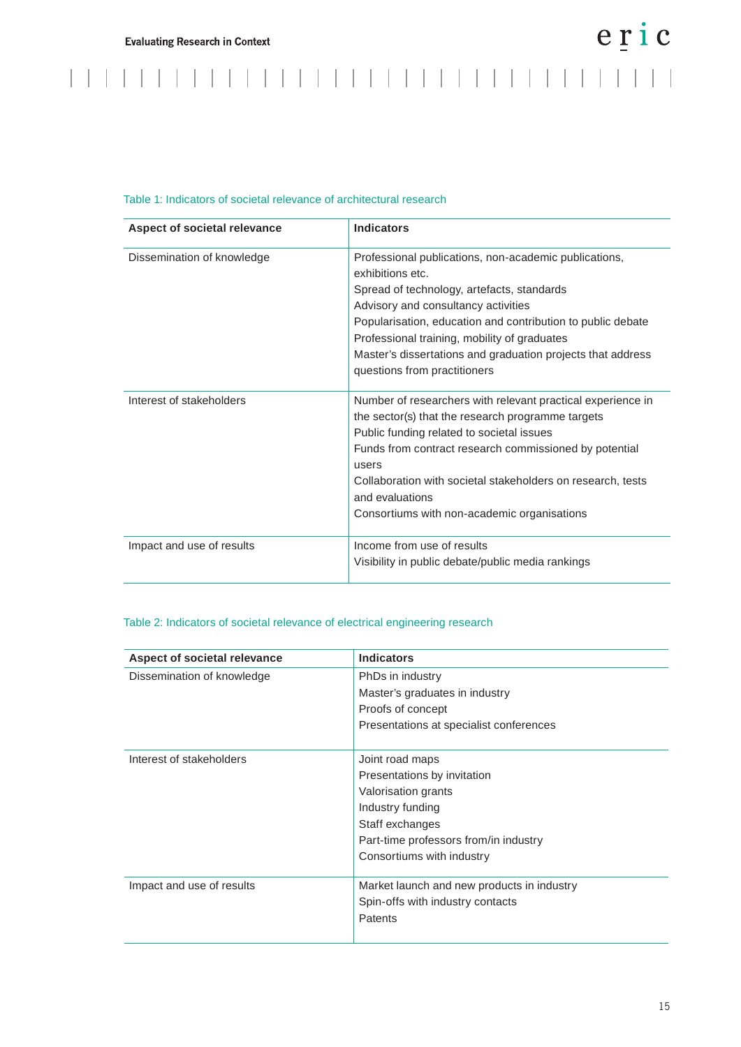Table 1: Indicators of societal relevance of architectural research

| Aspect of societal relevance | Indicators |
|---|---|
| Dissemination of knowledge | Professional publications, non-academic publications, exhibitions etc.<br>Spread of technology, artefacts, standards<br>Advisory and consultancy activities<br>Popularisation, education and contribution to public debate<br>Professional training, mobility of graduates<br>Master's dissertations and graduation projects that address questions from practitioners |
| Interest of stakeholders | Number of researchers with relevant practical experience in the sector(s) that the research programme targets<br>Public funding related to societal issues<br>Funds from contract research commissioned by potential users<br>Collaboration with societal stakeholders on research, tests and evaluations<br>Consortiums with non-academic organisations |
| Impact and use of results | Income from use of results<br>Visibility in public debate/public media rankings |

Table 2: Indicators of societal relevance of electrical engineering research

| Aspect of societal relevance | Indicators |
|---|---|
| Dissemination of knowledge | PhDs in industry<br>Master's graduates in industry<br>Proofs of concept<br>Presentations at specialist conferences |
| Interest of stakeholders | Joint road maps<br>Presentations by invitation<br>Valorisation grants<br>Industry funding<br>Staff exchanges<br>Part-time professors from/in industry<br>Consortiums with industry |
| Impact and use of results | Market launch and new products in industry<br>Spin-offs with industry contacts<br>Patents |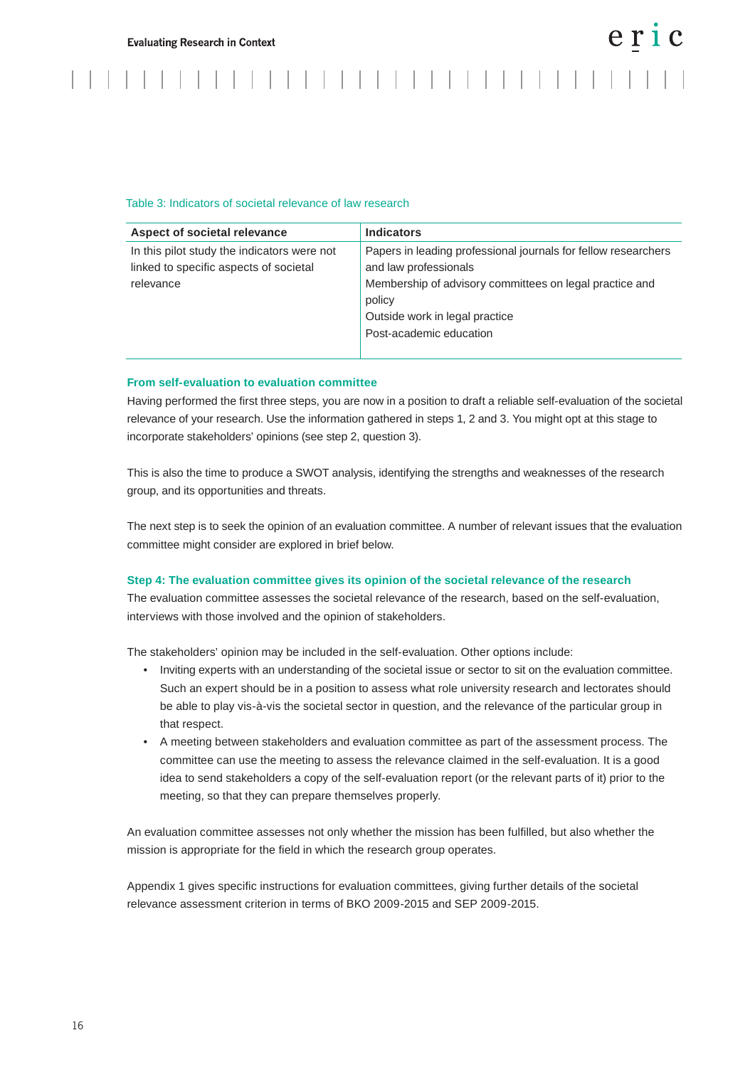Table 3: Indicators of societal relevance of law research

| Aspect of societal relevance | Indicators |
| --- | --- |
| In this pilot study the indicators were not linked to specific aspects of societal relevance | Papers in leading professional journals for fellow researchers and law professionals<br>Membership of advisory committees on legal practice and policy<br>Outside work in legal practice<br>Post-academic education |

### From self-evaluation to evaluation committee

Having performed the first three steps, you are now in a position to draft a reliable self-evaluation of the societal relevance of your research. Use the information gathered in steps 1, 2 and 3. You might opt at this stage to incorporate stakeholders' opinions (see step 2, question 3).

This is also the time to produce a SWOT analysis, identifying the strengths and weaknesses of the research group, and its opportunities and threats.

The next step is to seek the opinion of an evaluation committee. A number of relevant issues that the evaluation committee might consider are explored in brief below.

### Step 4: The evaluation committee gives its opinion of the societal relevance of the research

The evaluation committee assesses the societal relevance of the research, based on the self-evaluation, interviews with those involved and the opinion of stakeholders.

The stakeholders' opinion may be included in the self-evaluation. Other options include:

- Inviting experts with an understanding of the societal issue or sector to sit on the evaluation committee. Such an expert should be in a position to assess what role university research and lectorates should be able to play vis-à-vis the societal sector in question, and the relevance of the particular group in that respect.
- A meeting between stakeholders and evaluation committee as part of the assessment process. The committee can use the meeting to assess the relevance claimed in the self-evaluation. It is a good idea to send stakeholders a copy of the self-evaluation report (or the relevant parts of it) prior to the meeting, so that they can prepare themselves properly.

An evaluation committee assesses not only whether the mission has been fulfilled, but also whether the mission is appropriate for the field in which the research group operates.

Appendix 1 gives specific instructions for evaluation committees, giving further details of the societal relevance assessment criterion in terms of BKO 2009-2015 and SEP 2009-2015.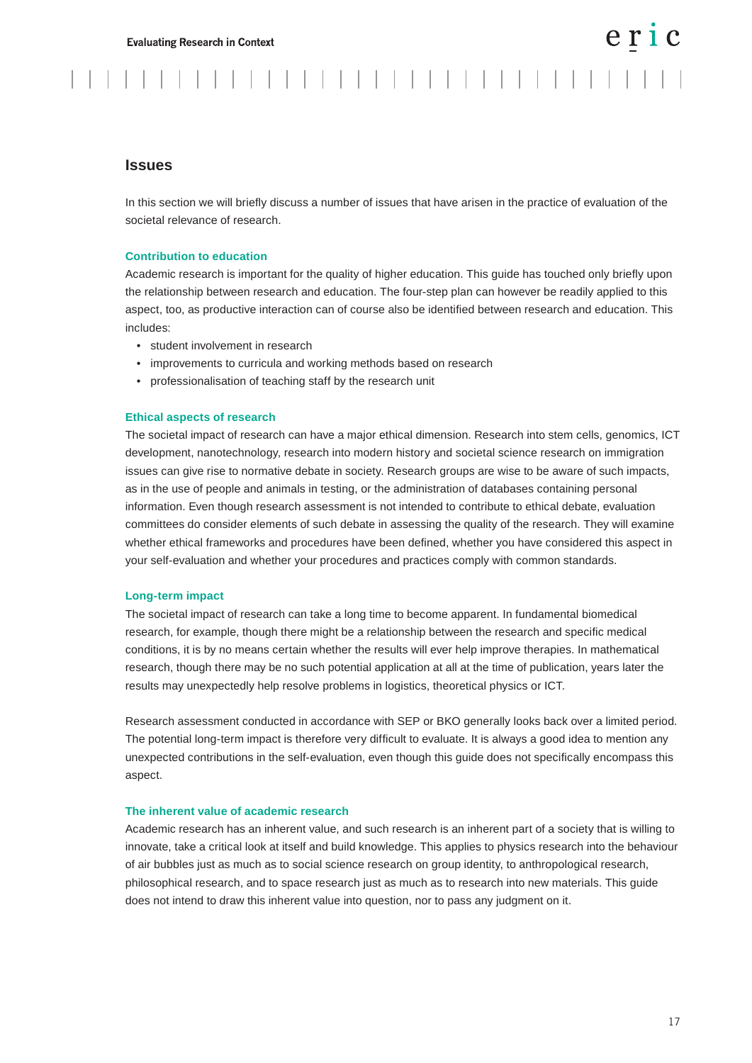## Issues

In this section we will briefly discuss a number of issues that have arisen in the practice of evaluation of the societal relevance of research.

### Contribution to education

Academic research is important for the quality of higher education. This guide has touched only briefly upon the relationship between research and education. The four-step plan can however be readily applied to this aspect, too, as productive interaction can of course also be identified between research and education. This includes:

- student involvement in research
- improvements to curricula and working methods based on research
- professionalisation of teaching staff by the research unit

### Ethical aspects of research

The societal impact of research can have a major ethical dimension. Research into stem cells, genomics, ICT development, nanotechnology, research into modern history and societal science research on immigration issues can give rise to normative debate in society. Research groups are wise to be aware of such impacts, as in the use of people and animals in testing, or the administration of databases containing personal information. Even though research assessment is not intended to contribute to ethical debate, evaluation committees do consider elements of such debate in assessing the quality of the research. They will examine whether ethical frameworks and procedures have been defined, whether you have considered this aspect in your self-evaluation and whether your procedures and practices comply with common standards.

### Long-term impact

The societal impact of research can take a long time to become apparent. In fundamental biomedical research, for example, though there might be a relationship between the research and specific medical conditions, it is by no means certain whether the results will ever help improve therapies. In mathematical research, though there may be no such potential application at all at the time of publication, years later the results may unexpectedly help resolve problems in logistics, theoretical physics or ICT.

Research assessment conducted in accordance with SEP or BKO generally looks back over a limited period. The potential long-term impact is therefore very difficult to evaluate. It is always a good idea to mention any unexpected contributions in the self-evaluation, even though this guide does not specifically encompass this aspect.

### The inherent value of academic research

Academic research has an inherent value, and such research is an inherent part of a society that is willing to innovate, take a critical look at itself and build knowledge. This applies to physics research into the behaviour of air bubbles just as much as to social science research on group identity, to anthropological research, philosophical research, and to space research just as much as to research into new materials. This guide does not intend to draw this inherent value into question, nor to pass any judgment on it.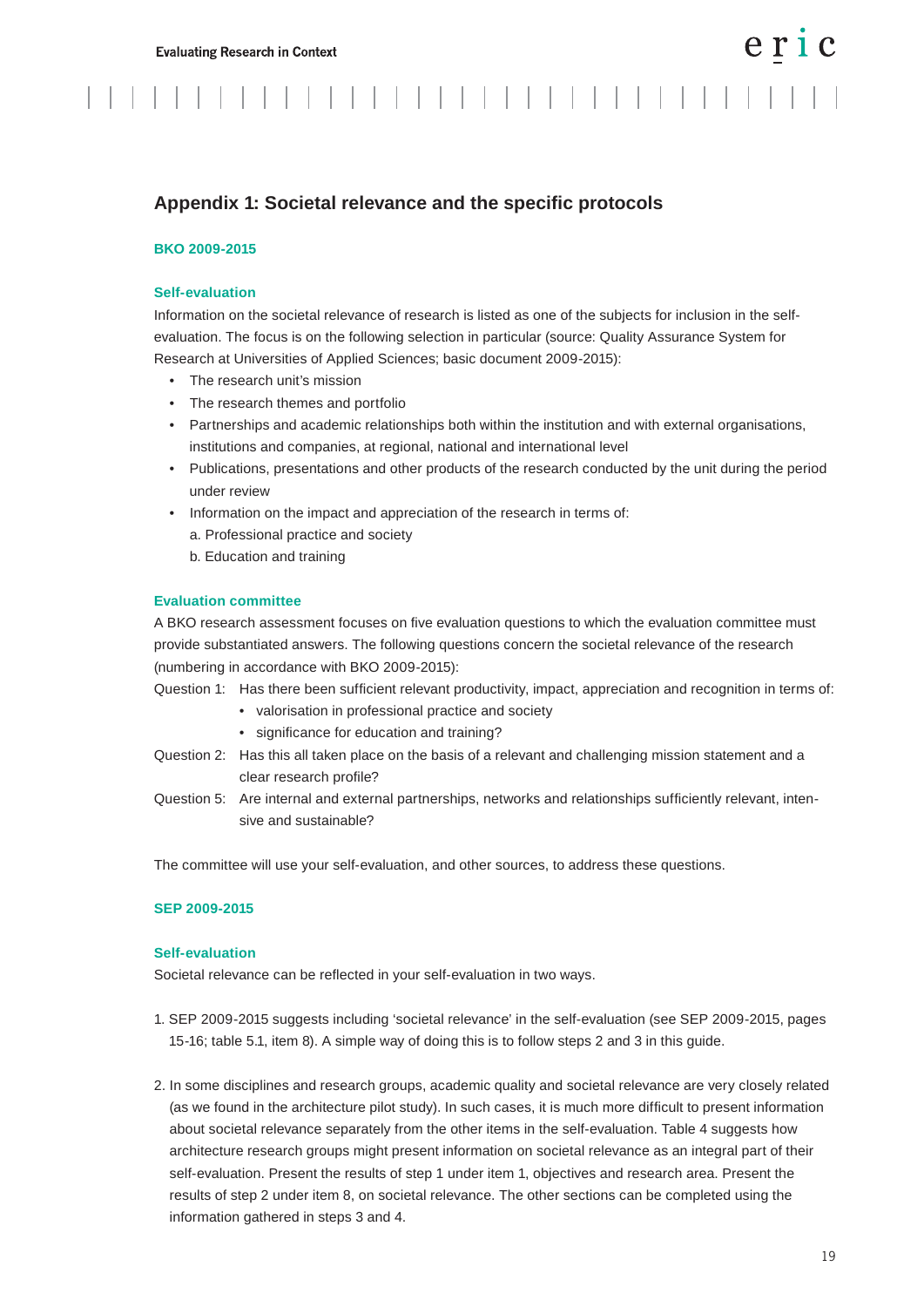## Appendix 1: Societal relevance and the specific protocols

### BKO 2009-2015

#### Self-evaluation

Information on the societal relevance of research is listed as one of the subjects for inclusion in the self-evaluation. The focus is on the following selection in particular (source: Quality Assurance System for Research at Universities of Applied Sciences; basic document 2009-2015):

- The research unit's mission
- The research themes and portfolio
- Partnerships and academic relationships both within the institution and with external organisations, institutions and companies, at regional, national and international level
- Publications, presentations and other products of the research conducted by the unit during the period under review
- Information on the impact and appreciation of the research in terms of:
  a. Professional practice and society
  b. Education and training

#### Evaluation committee

A BKO research assessment focuses on five evaluation questions to which the evaluation committee must provide substantiated answers. The following questions concern the societal relevance of the research (numbering in accordance with BKO 2009-2015):

Question 1: Has there been sufficient relevant productivity, impact, appreciation and recognition in terms of:
- valorisation in professional practice and society
- significance for education and training?

Question 2: Has this all taken place on the basis of a relevant and challenging mission statement and a clear research profile?

Question 5: Are internal and external partnerships, networks and relationships sufficiently relevant, intensive and sustainable?

The committee will use your self-evaluation, and other sources, to address these questions.

### SEP 2009-2015

#### Self-evaluation

Societal relevance can be reflected in your self-evaluation in two ways.

1. SEP 2009-2015 suggests including 'societal relevance' in the self-evaluation (see SEP 2009-2015, pages 15-16; table 5.1, item 8). A simple way of doing this is to follow steps 2 and 3 in this guide.

2. In some disciplines and research groups, academic quality and societal relevance are very closely related (as we found in the architecture pilot study). In such cases, it is much more difficult to present information about societal relevance separately from the other items in the self-evaluation. Table 4 suggests how architecture research groups might present information on societal relevance as an integral part of their self-evaluation. Present the results of step 1 under item 1, objectives and research area. Present the results of step 2 under item 8, on societal relevance. The other sections can be completed using the information gathered in steps 3 and 4.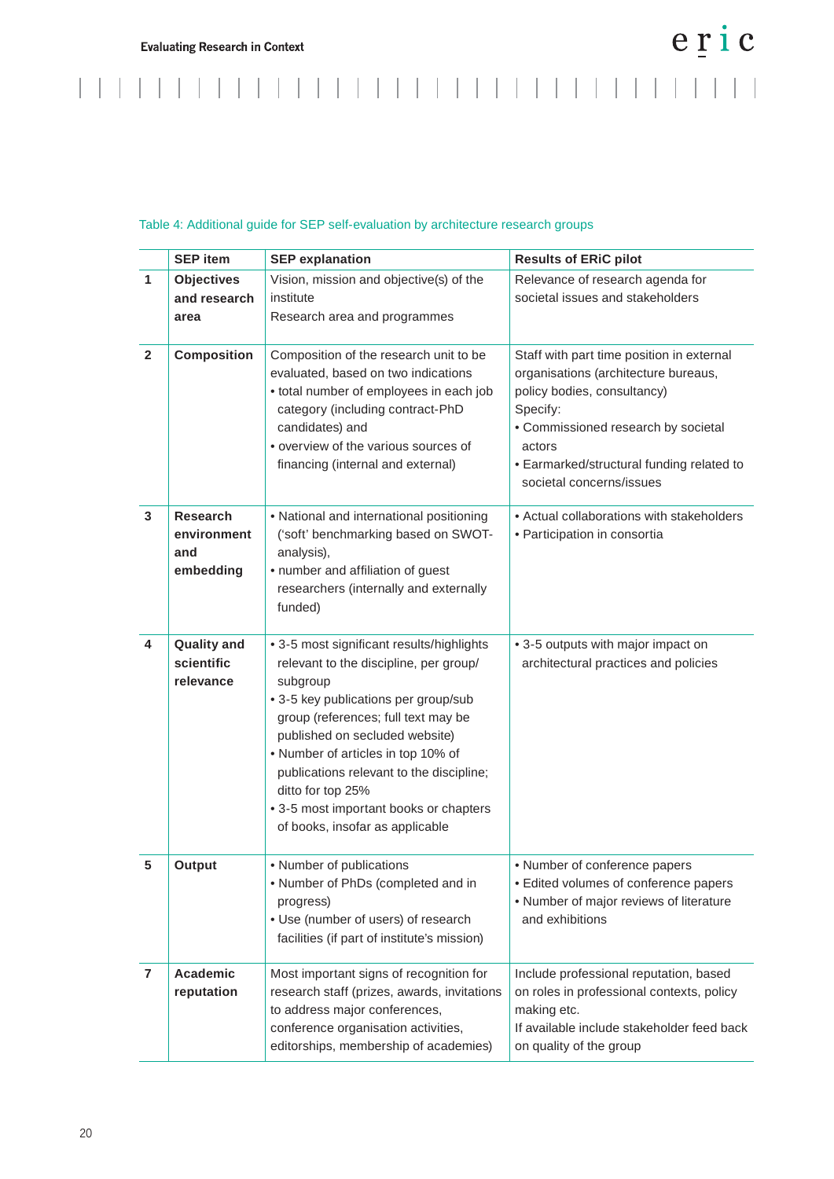Table 4: Additional guide for SEP self-evaluation by architecture research groups

| | SEP item | SEP explanation | Results of ERiC pilot |
|---|---|---|---|
| 1 | **Objectives and research area** | Vision, mission and objective(s) of the institute<br>Research area and programmes | Relevance of research agenda for societal issues and stakeholders |
| 2 | **Composition** | Composition of the research unit to be evaluated, based on two indications<br>• total number of employees in each job category (including contract-PhD candidates) and<br>• overview of the various sources of financing (internal and external) | Staff with part time position in external organisations (architecture bureaus, policy bodies, consultancy)<br>Specify:<br>• Commissioned research by societal actors<br>• Earmarked/structural funding related to societal concerns/issues |
| 3 | **Research environment and embedding** | • National and international positioning ('soft' benchmarking based on SWOT-analysis),<br>• number and affiliation of guest researchers (internally and externally funded) | • Actual collaborations with stakeholders<br>• Participation in consortia |
| 4 | **Quality and scientific relevance** | • 3-5 most significant results/highlights relevant to the discipline, per group/subgroup<br>• 3-5 key publications per group/sub group (references; full text may be published on secluded website)<br>• Number of articles in top 10% of publications relevant to the discipline; ditto for top 25%<br>• 3-5 most important books or chapters of books, insofar as applicable | • 3-5 outputs with major impact on architectural practices and policies |
| 5 | **Output** | • Number of publications<br>• Number of PhDs (completed and in progress)<br>• Use (number of users) of research facilities (if part of institute's mission) | • Number of conference papers<br>• Edited volumes of conference papers<br>• Number of major reviews of literature and exhibitions |
| 7 | **Academic reputation** | Most important signs of recognition for research staff (prizes, awards, invitations to address major conferences, conference organisation activities, editorships, membership of academies) | Include professional reputation, based on roles in professional contexts, policy making etc.<br>If available include stakeholder feed back on quality of the group |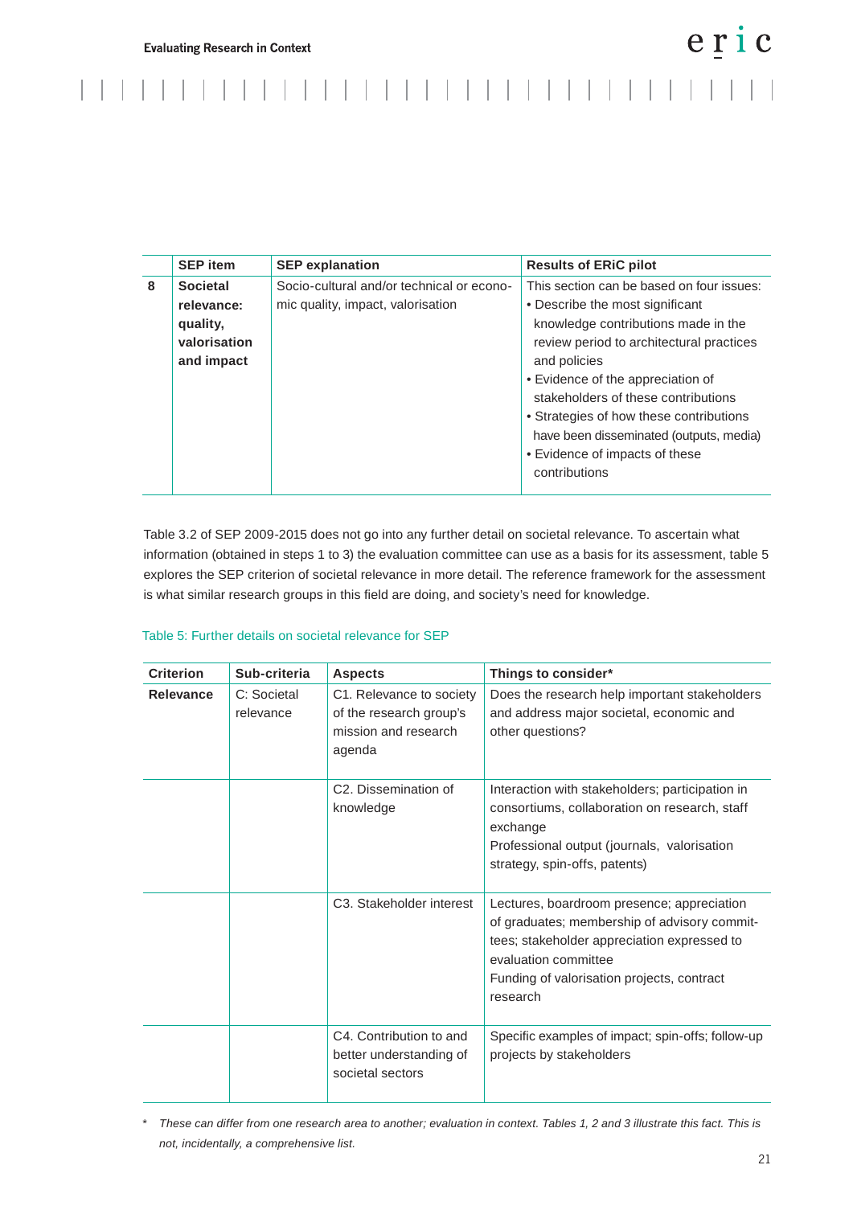| | SEP item | SEP explanation | Results of ERiC pilot |
|---|---|---|---|
| 8 | **Societal relevance: quality, valorisation and impact** | Socio-cultural and/or technical or economic quality, impact, valorisation | This section can be based on four issues:<br>• Describe the most significant knowledge contributions made in the review period to architectural practices and policies<br>• Evidence of the appreciation of stakeholders of these contributions<br>• Strategies of how these contributions have been disseminated (outputs, media)<br>• Evidence of impacts of these contributions |

Table 3.2 of SEP 2009-2015 does not go into any further detail on societal relevance. To ascertain what information (obtained in steps 1 to 3) the evaluation committee can use as a basis for its assessment, table 5 explores the SEP criterion of societal relevance in more detail. The reference framework for the assessment is what similar research groups in this field are doing, and society's need for knowledge.

Table 5: Further details on societal relevance for SEP

| Criterion | Sub-criteria | Aspects | Things to consider* |
|---|---|---|---|
| **Relevance** | C: Societal relevance | C1. Relevance to society of the research group's mission and research agenda | Does the research help important stakeholders and address major societal, economic and other questions? |
| | | C2. Dissemination of knowledge | Interaction with stakeholders; participation in consortiums, collaboration on research, staff exchange<br>Professional output (journals, valorisation strategy, spin-offs, patents) |
| | | C3. Stakeholder interest | Lectures, boardroom presence; appreciation of graduates; membership of advisory committees; stakeholder appreciation expressed to evaluation committee<br>Funding of valorisation projects, contract research |
| | | C4. Contribution to and better understanding of societal sectors | Specific examples of impact; spin-offs; follow-up projects by stakeholders |

\* *These can differ from one research area to another; evaluation in context. Tables 1, 2 and 3 illustrate this fact. This is not, incidentally, a comprehensive list.*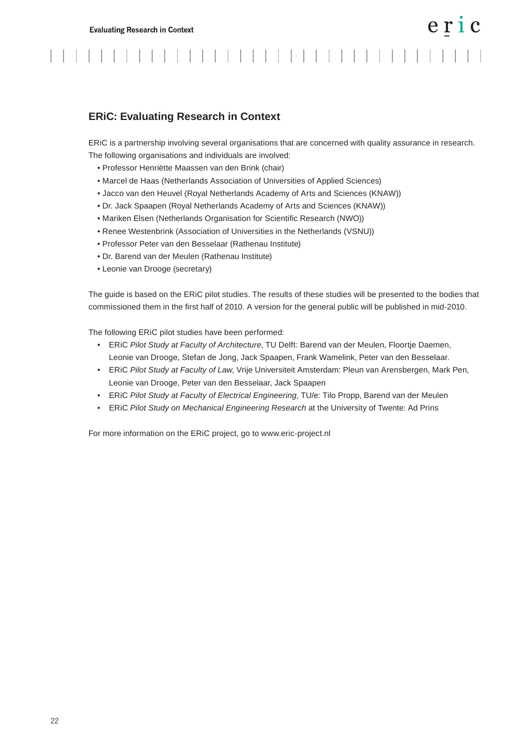## ERiC: Evaluating Research in Context

ERiC is a partnership involving several organisations that are concerned with quality assurance in research. The following organisations and individuals are involved:

- Professor Henriëtte Maassen van den Brink (chair)
- Marcel de Haas (Netherlands Association of Universities of Applied Sciences)
- Jacco van den Heuvel (Royal Netherlands Academy of Arts and Sciences (KNAW))
- Dr. Jack Spaapen (Royal Netherlands Academy of Arts and Sciences (KNAW))
- Mariken Elsen (Netherlands Organisation for Scientific Research (NWO))
- Renee Westenbrink (Association of Universities in the Netherlands (VSNU))
- Professor Peter van den Besselaar (Rathenau Institute)
- Dr. Barend van der Meulen (Rathenau Institute)
- Leonie van Drooge (secretary)

The guide is based on the ERiC pilot studies. The results of these studies will be presented to the bodies that commissioned them in the first half of 2010. A version for the general public will be published in mid-2010.

The following ERiC pilot studies have been performed:

- ERiC *Pilot Study at Faculty of Architecture*, TU Delft: Barend van der Meulen, Floortje Daemen, Leonie van Drooge, Stefan de Jong, Jack Spaapen, Frank Wamelink, Peter van den Besselaar.
- ERiC *Pilot Study at Faculty of Law*, Vrije Universiteit Amsterdam: Pleun van Arensbergen, Mark Pen, Leonie van Drooge, Peter van den Besselaar, Jack Spaapen
- ERiC *Pilot Study at Faculty of Electrical Engineering*, TU/e: Tilo Propp, Barend van der Meulen
- ERiC *Pilot Study on Mechanical Engineering Research* at the University of Twente: Ad Prins

For more information on the ERiC project, go to www.eric-project.nl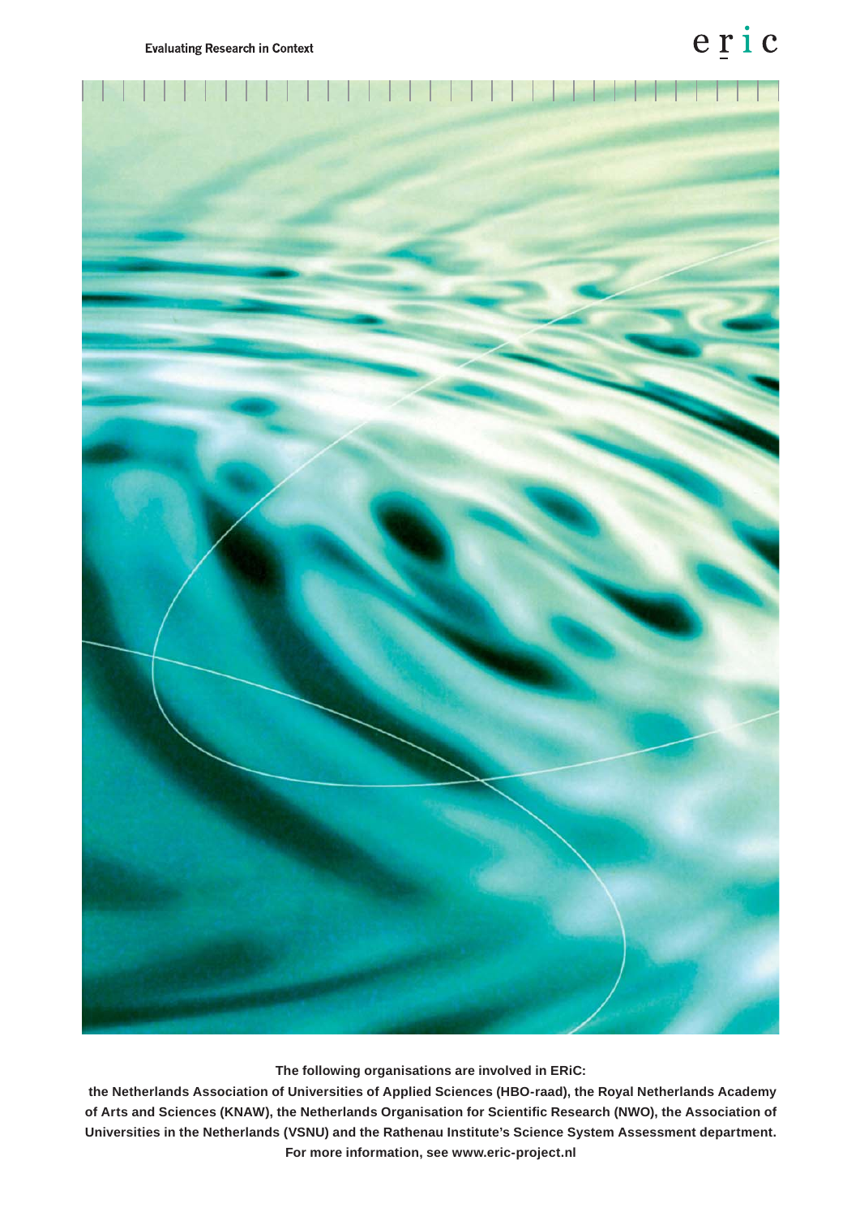Evaluating Research in Context

eric

**The following organisations are involved in ERiC:**

**the Netherlands Association of Universities of Applied Sciences (HBO-raad), the Royal Netherlands Academy of Arts and Sciences (KNAW), the Netherlands Organisation for Scientific Research (NWO), the Association of Universities in the Netherlands (VSNU) and the Rathenau Institute's Science System Assessment department.**

**For more information, see www.eric-project.nl**